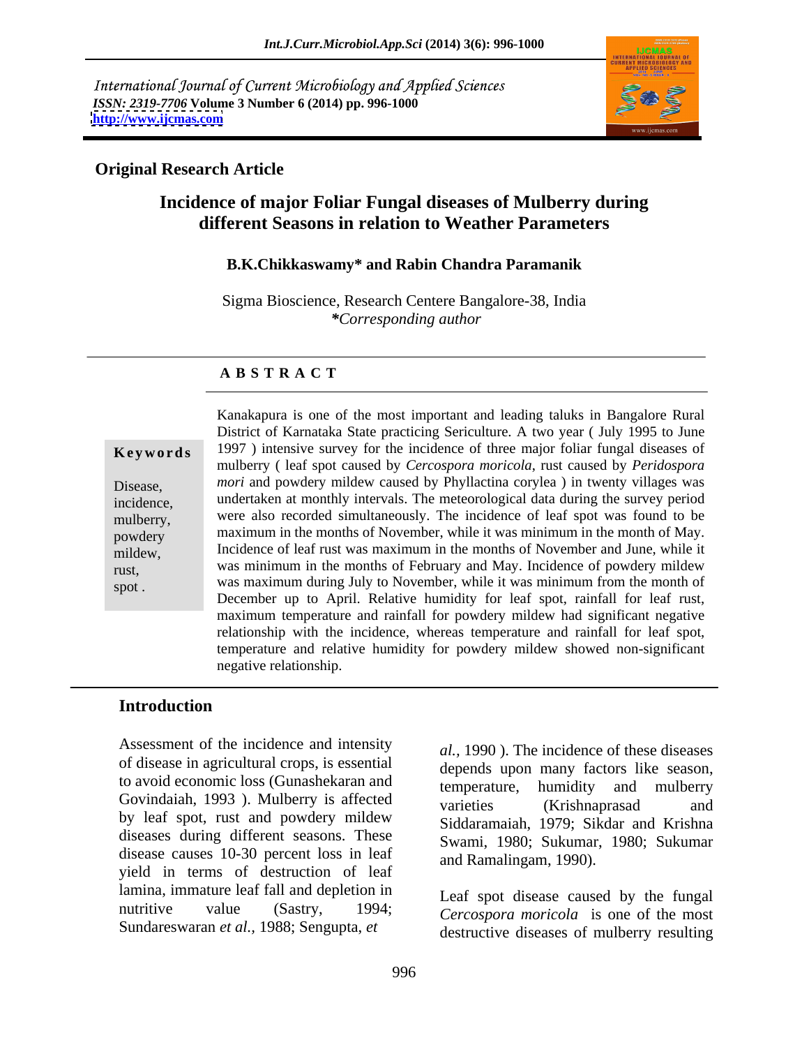International Journal of Current Microbiology and Applied Sciences
*ISSN: 2319-7706* **Volume 3 Number 6 (2014) pp. 996-1000**
**http://www.ijcmas.com**

**Original Research Article**

# Incidence of major Foliar Fungal diseases of Mulberry during different Seasons in relation to Weather Parameters

**B.K.Chikkaswamy* and Rabin Chandra Paramanik**

Sigma Bioscience, Research Centere Bangalore-38, India
***Corresponding author*

## A B S T R A C T

**Keywords**

Disease, incidence, mulberry, powdery mildew, rust, spot .

Kanakapura is one of the most important and leading taluks in Bangalore Rural District of Karnataka State practicing Sericulture. A two year ( July 1995 to June 1997 ) intensive survey for the incidence of three major foliar fungal diseases of mulberry ( leaf spot caused by *Cercospora moricola*, rust caused by *Peridospora mori* and powdery mildew caused by Phyllactina corylea ) in twenty villages was undertaken at monthly intervals. The meteorological data during the survey period were also recorded simultaneously. The incidence of leaf spot was found to be maximum in the months of November, while it was minimum in the month of May. Incidence of leaf rust was maximum in the months of November and June, while it was minimum in the months of February and May. Incidence of powdery mildew was maximum during July to November, while it was minimum from the month of December up to April. Relative humidity for leaf spot, rainfall for leaf rust, maximum temperature and rainfall for powdery mildew had significant negative relationship with the incidence, whereas temperature and rainfall for leaf spot, temperature and relative humidity for powdery mildew showed non-significant negative relationship.

## Introduction

Assessment of the incidence and intensity of disease in agricultural crops, is essential to avoid economic loss (Gunashekaran and Govindaiah, 1993 ). Mulberry is affected by leaf spot, rust and powdery mildew diseases during different seasons. These disease causes 10-30 percent loss in leaf yield in terms of destruction of leaf lamina, immature leaf fall and depletion in nutritive value (Sastry, 1994; Sundareswaran *et al.*, 1988; Sengupta, *et al.*, 1990 ). The incidence of these diseases depends upon many factors like season, temperature, humidity and mulberry varieties (Krishnaprasad and Siddaramaiah, 1979; Sikdar and Krishna Swami, 1980; Sukumar, 1980; Sukumar and Ramalingam, 1990).

Leaf spot disease caused by the fungal *Cercospora moricola* is one of the most destructive diseases of mulberry resulting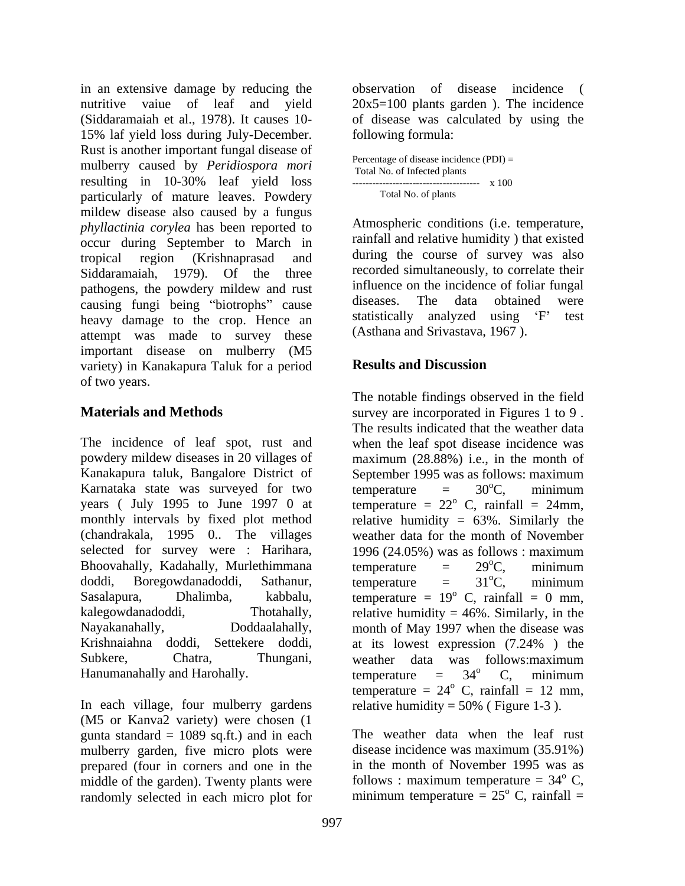in an extensive damage by reducing the nutritive vaiue of leaf and yield (Siddaramaiah et al., 1978). It causes 10-15% laf yield loss during July-December. Rust is another important fungal disease of mulberry caused by *Peridiospora mori* resulting in 10-30% leaf yield loss particularly of mature leaves. Powdery mildew disease also caused by a fungus *phyllactinia corylea* has been reported to occur during September to March in tropical region (Krishnaprasad and Siddaramaiah, 1979). Of the three pathogens, the powdery mildew and rust causing fungi being "biotrophs" cause heavy damage to the crop. Hence an attempt was made to survey these important disease on mulberry (M5 variety) in Kanakapura Taluk for a period of two years.

## Materials and Methods

The incidence of leaf spot, rust and powdery mildew diseases in 20 villages of Kanakapura taluk, Bangalore District of Karnataka state was surveyed for two years ( July 1995 to June 1997 0 at monthly intervals by fixed plot method (chandrakala, 1995 0.. The villages selected for survey were : Harihara, Bhoovahally, Kadahally, Murlethimmana doddi, Boregowdanadoddi, Sathanur, Sasalapura, Dhalimba, kabbalu, kalegowdanadoddi, Thotahally, Nayakanahally, Doddaalahally, Krishnaiahna doddi, Settekere doddi, Subkere, Chatra, Thungani, Hanumanahally and Harohally.

In each village, four mulberry gardens (M5 or Kanva2 variety) were chosen (1 gunta standard = 1089 sq.ft.) and in each mulberry garden, five micro plots were prepared (four in corners and one in the middle of the garden). Twenty plants were randomly selected in each micro plot for observation of disease incidence ( 20x5=100 plants garden ). The incidence of disease was calculated by using the following formula:

$$\text{Percentage of disease incidence (PDI)} = \frac{\text{Total No. of Infected plants}}{\text{Total No. of plants}} \times 100$$

Atmospheric conditions (i.e. temperature, rainfall and relative humidity ) that existed during the course of survey was also recorded simultaneously, to correlate their influence on the incidence of foliar fungal diseases. The data obtained were statistically analyzed using 'F' test (Asthana and Srivastava, 1967 ).

## Results and Discussion

The notable findings observed in the field survey are incorporated in Figures 1 to 9 . The results indicated that the weather data when the leaf spot disease incidence was maximum (28.88%) i.e., in the month of September 1995 was as follows: maximum temperature = 30$^{o}$C, minimum temperature = 22$^{o}$ C, rainfall = 24mm, relative humidity = 63%. Similarly the weather data for the month of November 1996 (24.05%) was as follows : maximum temperature = 29$^{o}$C, minimum temperature = 31$^{o}$C, minimum temperature = 19$^{o}$ C, rainfall = 0 mm, relative humidity = 46%. Similarly, in the month of May 1997 when the disease was at its lowest expression (7.24% ) the weather data was follows:maximum temperature = 34$^{o}$ C, minimum temperature = 24$^{o}$ C, rainfall = 12 mm, relative humidity = 50% ( Figure 1-3 ).

The weather data when the leaf rust disease incidence was maximum (35.91%) in the month of November 1995 was as follows : maximum temperature = 34$^{o}$ C, minimum temperature = 25$^{o}$ C, rainfall =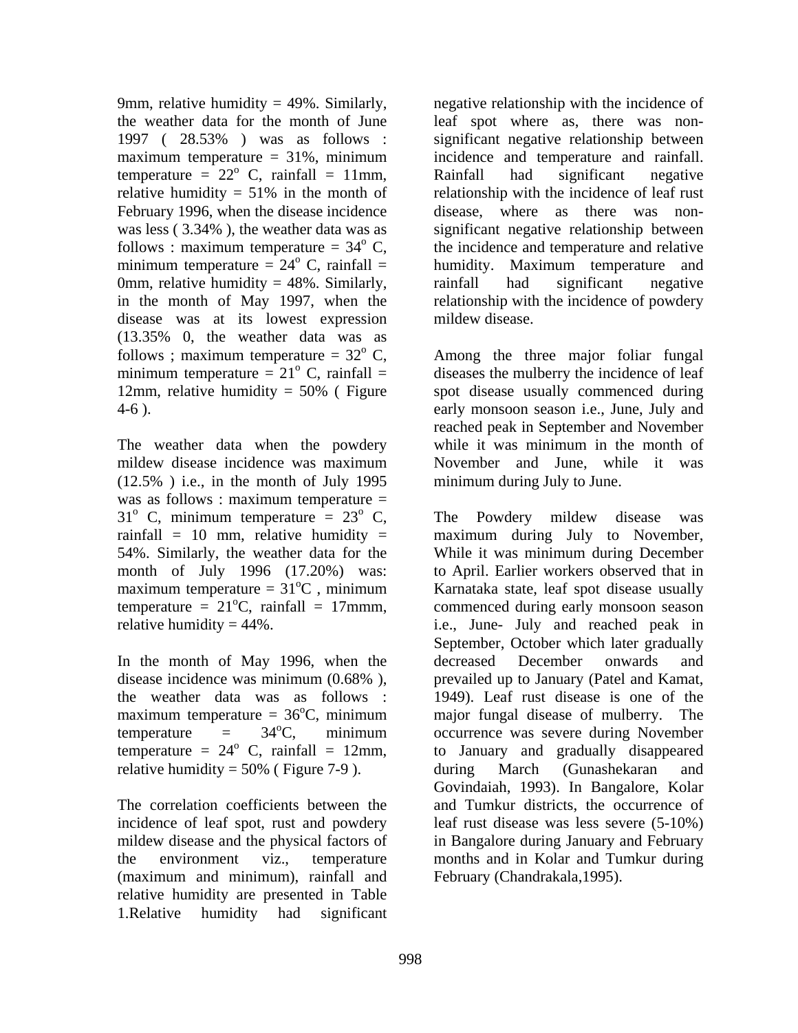9mm, relative humidity = 49%. Similarly, the weather data for the month of June 1997 ( 28.53% ) was as follows : maximum temperature = 31%, minimum temperature = 22$^{o}$ C, rainfall = 11mm, relative humidity = 51% in the month of February 1996, when the disease incidence was less ( 3.34% ), the weather data was as follows : maximum temperature = 34$^{o}$ C, minimum temperature = 24$^{o}$ C, rainfall = 0mm, relative humidity = 48%. Similarly, in the month of May 1997, when the disease was at its lowest expression (13.35% 0, the weather data was as follows ; maximum temperature = 32$^{o}$ C, minimum temperature = 21$^{o}$ C, rainfall = 12mm, relative humidity = 50% ( Figure 4-6 ).

The weather data when the powdery mildew disease incidence was maximum (12.5% ) i.e., in the month of July 1995 was as follows : maximum temperature = 31$^{o}$ C, minimum temperature = 23$^{o}$ C, rainfall = 10 mm, relative humidity = 54%. Similarly, the weather data for the month of July 1996 (17.20%) was: maximum temperature = 31$^{o}$C , minimum temperature = 21$^{o}$C, rainfall = 17mmm, relative humidity = 44%.

In the month of May 1996, when the disease incidence was minimum (0.68% ), the weather data was as follows : maximum temperature = 36$^{o}$C, minimum temperature = 34$^{o}$C, minimum temperature = 24$^{o}$ C, rainfall = 12mm, relative humidity = 50% ( Figure 7-9 ).

The correlation coefficients between the incidence of leaf spot, rust and powdery mildew disease and the physical factors of the environment viz., temperature (maximum and minimum), rainfall and relative humidity are presented in Table 1.Relative humidity had significant negative relationship with the incidence of leaf spot where as, there was non-significant negative relationship between incidence and temperature and rainfall. Rainfall had significant negative relationship with the incidence of leaf rust disease, where as there was non-significant negative relationship between the incidence and temperature and relative humidity. Maximum temperature and rainfall had significant negative relationship with the incidence of powdery mildew disease.

Among the three major foliar fungal diseases the mulberry the incidence of leaf spot disease usually commenced during early monsoon season i.e., June, July and reached peak in September and November while it was minimum in the month of November and June, while it was minimum during July to June.

The Powdery mildew disease was maximum during July to November, While it was minimum during December to April. Earlier workers observed that in Karnataka state, leaf spot disease usually commenced during early monsoon season i.e., June- July and reached peak in September, October which later gradually decreased December onwards and prevailed up to January (Patel and Kamat, 1949). Leaf rust disease is one of the major fungal disease of mulberry. The occurrence was severe during November to January and gradually disappeared during March (Gunashekaran and Govindaiah, 1993). In Bangalore, Kolar and Tumkur districts, the occurrence of leaf rust disease was less severe (5-10%) in Bangalore during January and February months and in Kolar and Tumkur during February (Chandrakala,1995).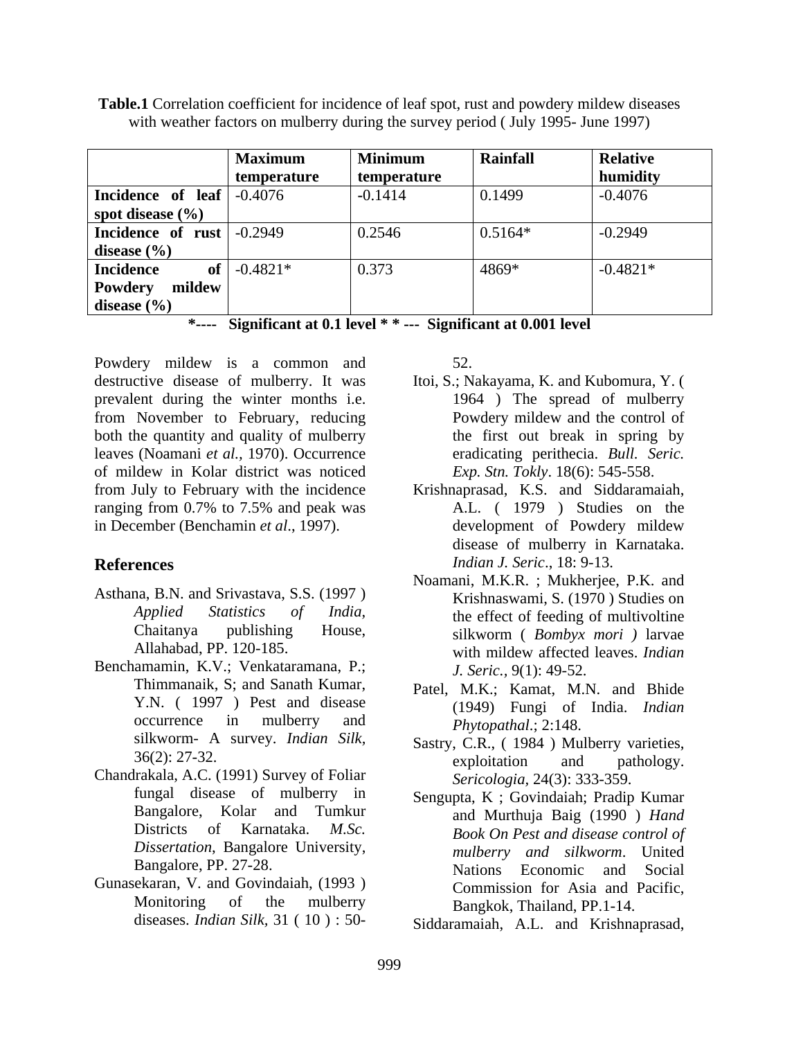**Table.1** Correlation coefficient for incidence of leaf spot, rust and powdery mildew diseases with weather factors on mulberry during the survey period ( July 1995- June 1997)

| | Maximum temperature | Minimum temperature | Rainfall | Relative humidity |
|---|---|---|---|---|
| **Incidence of leaf spot disease (%)** | -0.4076 | -0.1414 | 0.1499 | -0.4076 |
| **Incidence of rust disease (%)** | -0.2949 | 0.2546 | 0.5164* | -0.2949 |
| **Incidence of Powdery mildew disease (%)** | -0.4821* | 0.373 | 4869* | -0.4821* |

**\*---- Significant at 0.1 level \* \* --- Significant at 0.001 level**

Powdery mildew is a common and destructive disease of mulberry. It was prevalent during the winter months i.e. from November to February, reducing both the quantity and quality of mulberry leaves (Noamani *et al.*, 1970). Occurrence of mildew in Kolar district was noticed from July to February with the incidence ranging from 0.7% to 7.5% and peak was in December (Benchamin *et al*., 1997).

## References

Asthana, B.N. and Srivastava, S.S. (1997 ) *Applied Statistics of India*, Chaitanya publishing House, Allahabad, PP. 120-185.

Benchamamin, K.V.; Venkataramana, P.; Thimmanaik, S; and Sanath Kumar, Y.N. ( 1997 ) Pest and disease occurrence in mulberry and silkworm- A survey. *Indian Silk*, 36(2): 27-32.

Chandrakala, A.C. (1991) Survey of Foliar fungal disease of mulberry in Bangalore, Kolar and Tumkur Districts of Karnataka. *M.Sc. Dissertation*, Bangalore University, Bangalore, PP. 27-28.

Gunasekaran, V. and Govindaiah, (1993 ) Monitoring of the mulberry diseases. *Indian Silk,* 31 ( 10 ) : 50-52.

Itoi, S.; Nakayama, K. and Kubomura, Y. ( 1964 ) The spread of mulberry Powdery mildew and the control of the first out break in spring by eradicating perithecia. *Bull. Seric. Exp. Stn. Tokly*. 18(6): 545-558.

Krishnaprasad, K.S. and Siddaramaiah, A.L. ( 1979 ) Studies on the development of Powdery mildew disease of mulberry in Karnataka. *Indian J. Seric*., 18: 9-13.

Noamani, M.K.R. ; Mukherjee, P.K. and Krishnaswami, S. (1970 ) Studies on the effect of feeding of multivoltine silkworm ( *Bombyx mori )* larvae with mildew affected leaves. *Indian J. Seric.*, 9(1): 49-52.

Patel, M.K.; Kamat, M.N. and Bhide (1949) Fungi of India. *Indian Phytopathal*.; 2:148.

Sastry, C.R., ( 1984 ) Mulberry varieties, exploitation and pathology. *Sericologia*, 24(3): 333-359.

Sengupta, K ; Govindaiah; Pradip Kumar and Murthuja Baig (1990 ) *Hand Book On Pest and disease control of mulberry and silkworm*. United Nations Economic and Social Commission for Asia and Pacific, Bangkok, Thailand, PP.1-14.

Siddaramaiah, A.L. and Krishnaprasad,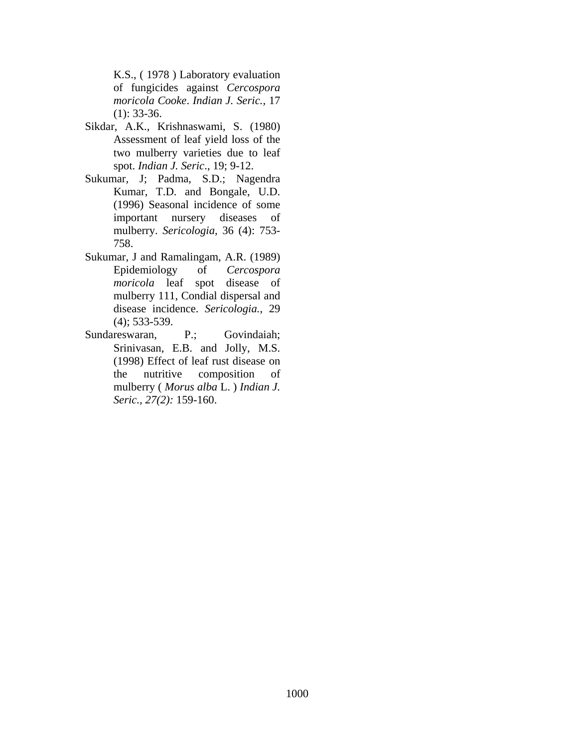K.S., ( 1978 ) Laboratory evaluation of fungicides against *Cercospora moricola Cooke*. *Indian J. Seric.,* 17 (1): 33-36.

Sikdar, A.K., Krishnaswami, S. (1980) Assessment of leaf yield loss of the two mulberry varieties due to leaf spot. *Indian J. Seric*., 19; 9-12.

Sukumar, J; Padma, S.D.; Nagendra Kumar, T.D. and Bongale, U.D. (1996) Seasonal incidence of some important nursery diseases of mulberry. *Sericologia*, 36 (4): 753-758.

Sukumar, J and Ramalingam, A.R. (1989) Epidemiology of *Cercospora moricola* leaf spot disease of mulberry 111, Condial dispersal and disease incidence. *Sericologia.*, 29 (4); 533-539.

Sundareswaran, P.; Govindaiah; Srinivasan, E.B. and Jolly, M.S. (1998) Effect of leaf rust disease on the nutritive composition of mulberry ( *Morus alba* L. ) *Indian J. Seric., 27(2):* 159-160.